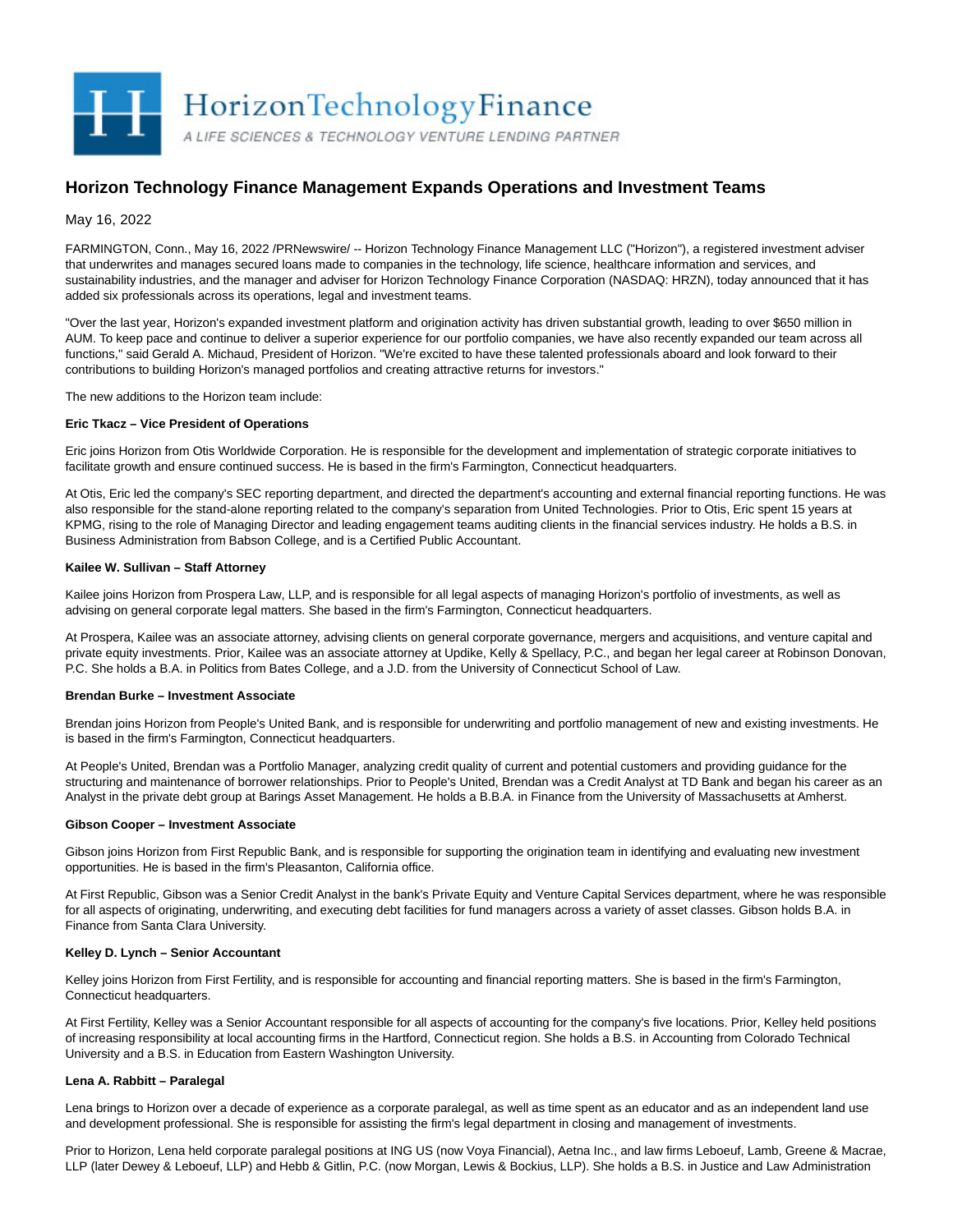Horizon Technology Finance

A LIFE SCIENCES & TECHNOLOGY VENTURE LENDING PARTNER

# Horizon Technology Finance Management Expands Operations and Investment Teams

May 16, 2022

FARMINGTON, Conn., May 16, 2022 /PRNewswire/ -- Horizon Technology Finance Management LLC ("Horizon"), a registered investment adviser that underwrites and manages secured loans made to companies in the technology, life science, healthcare information and services, and sustainability industries, and the manager and adviser for Horizon Technology Finance Corporation (NASDAQ: HRZN), today announced that it has added six professionals across its operations, legal and investment teams.

"Over the last year, Horizon's expanded investment platform and origination activity has driven substantial growth, leading to over $650 million in AUM. To keep pace and continue to deliver a superior experience for our portfolio companies, we have also recently expanded our team across all functions," said Gerald A. Michaud, President of Horizon. "We're excited to have these talented professionals aboard and look forward to their contributions to building Horizon's managed portfolios and creating attractive returns for investors."

The new additions to the Horizon team include:

**Eric Tkacz – Vice President of Operations**

Eric joins Horizon from Otis Worldwide Corporation. He is responsible for the development and implementation of strategic corporate initiatives to facilitate growth and ensure continued success. He is based in the firm's Farmington, Connecticut headquarters.

At Otis, Eric led the company's SEC reporting department, and directed the department's accounting and external financial reporting functions. He was also responsible for the stand-alone reporting related to the company's separation from United Technologies. Prior to Otis, Eric spent 15 years at KPMG, rising to the role of Managing Director and leading engagement teams auditing clients in the financial services industry. He holds a B.S. in Business Administration from Babson College, and is a Certified Public Accountant.

**Kailee W. Sullivan – Staff Attorney**

Kailee joins Horizon from Prospera Law, LLP, and is responsible for all legal aspects of managing Horizon's portfolio of investments, as well as advising on general corporate legal matters. She based in the firm's Farmington, Connecticut headquarters.

At Prospera, Kailee was an associate attorney, advising clients on general corporate governance, mergers and acquisitions, and venture capital and private equity investments. Prior, Kailee was an associate attorney at Updike, Kelly & Spellacy, P.C., and began her legal career at Robinson Donovan, P.C. She holds a B.A. in Politics from Bates College, and a J.D. from the University of Connecticut School of Law.

**Brendan Burke – Investment Associate**

Brendan joins Horizon from People's United Bank, and is responsible for underwriting and portfolio management of new and existing investments. He is based in the firm's Farmington, Connecticut headquarters.

At People's United, Brendan was a Portfolio Manager, analyzing credit quality of current and potential customers and providing guidance for the structuring and maintenance of borrower relationships. Prior to People's United, Brendan was a Credit Analyst at TD Bank and began his career as an Analyst in the private debt group at Barings Asset Management. He holds a B.B.A. in Finance from the University of Massachusetts at Amherst.

**Gibson Cooper – Investment Associate**

Gibson joins Horizon from First Republic Bank, and is responsible for supporting the origination team in identifying and evaluating new investment opportunities. He is based in the firm's Pleasanton, California office.

At First Republic, Gibson was a Senior Credit Analyst in the bank's Private Equity and Venture Capital Services department, where he was responsible for all aspects of originating, underwriting, and executing debt facilities for fund managers across a variety of asset classes. Gibson holds B.A. in Finance from Santa Clara University.

**Kelley D. Lynch – Senior Accountant**

Kelley joins Horizon from First Fertility, and is responsible for accounting and financial reporting matters. She is based in the firm's Farmington, Connecticut headquarters.

At First Fertility, Kelley was a Senior Accountant responsible for all aspects of accounting for the company's five locations. Prior, Kelley held positions of increasing responsibility at local accounting firms in the Hartford, Connecticut region. She holds a B.S. in Accounting from Colorado Technical University and a B.S. in Education from Eastern Washington University.

**Lena A. Rabbitt – Paralegal**

Lena brings to Horizon over a decade of experience as a corporate paralegal, as well as time spent as an educator and as an independent land use and development professional. She is responsible for assisting the firm's legal department in closing and management of investments.

Prior to Horizon, Lena held corporate paralegal positions at ING US (now Voya Financial), Aetna Inc., and law firms Leboeuf, Lamb, Greene & Macrae, LLP (later Dewey & Leboeuf, LLP) and Hebb & Gitlin, P.C. (now Morgan, Lewis & Bockius, LLP). She holds a B.S. in Justice and Law Administration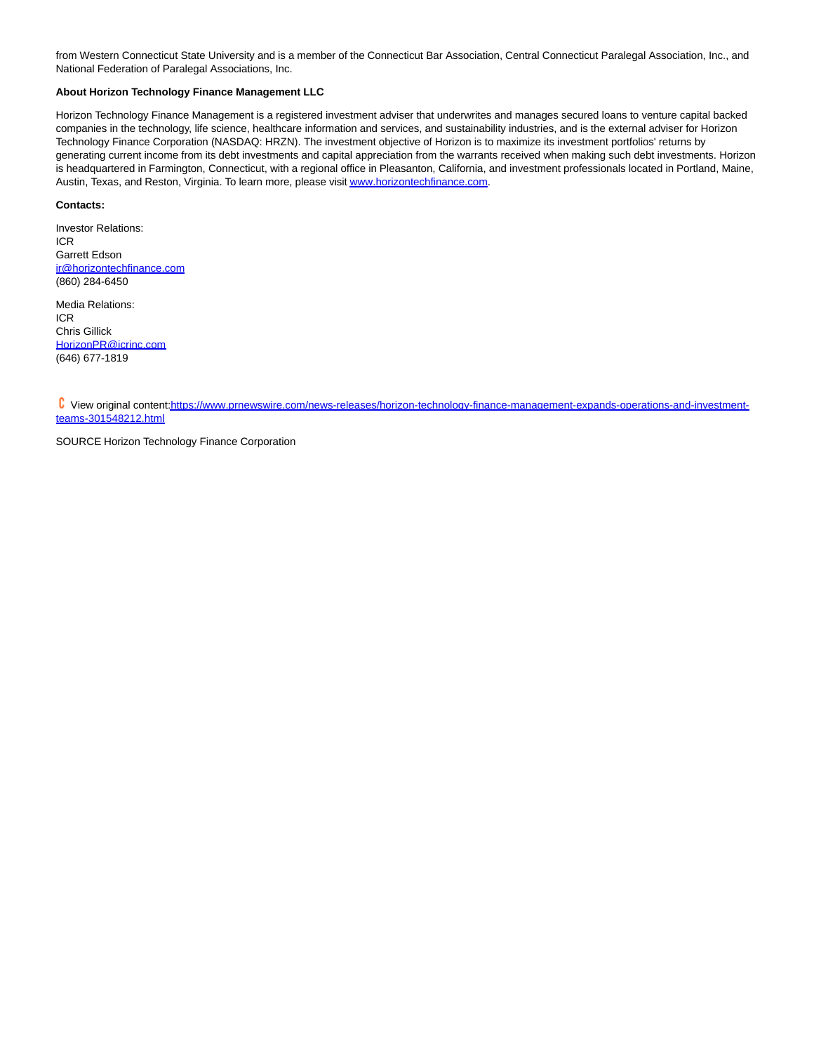from Western Connecticut State University and is a member of the Connecticut Bar Association, Central Connecticut Paralegal Association, Inc., and National Federation of Paralegal Associations, Inc.

**About Horizon Technology Finance Management LLC**

Horizon Technology Finance Management is a registered investment adviser that underwrites and manages secured loans to venture capital backed companies in the technology, life science, healthcare information and services, and sustainability industries, and is the external adviser for Horizon Technology Finance Corporation (NASDAQ: HRZN). The investment objective of Horizon is to maximize its investment portfolios' returns by generating current income from its debt investments and capital appreciation from the warrants received when making such debt investments. Horizon is headquartered in Farmington, Connecticut, with a regional office in Pleasanton, California, and investment professionals located in Portland, Maine, Austin, Texas, and Reston, Virginia. To learn more, please visit www.horizontechfinance.com.

**Contacts:**

Investor Relations:
ICR
Garrett Edson
ir@horizontechfinance.com
(860) 284-6450

Media Relations:
ICR
Chris Gillick
HorizonPR@icrinc.com
(646) 677-1819

View original content:https://www.prnewswire.com/news-releases/horizon-technology-finance-management-expands-operations-and-investment-teams-301548212.html

SOURCE Horizon Technology Finance Corporation